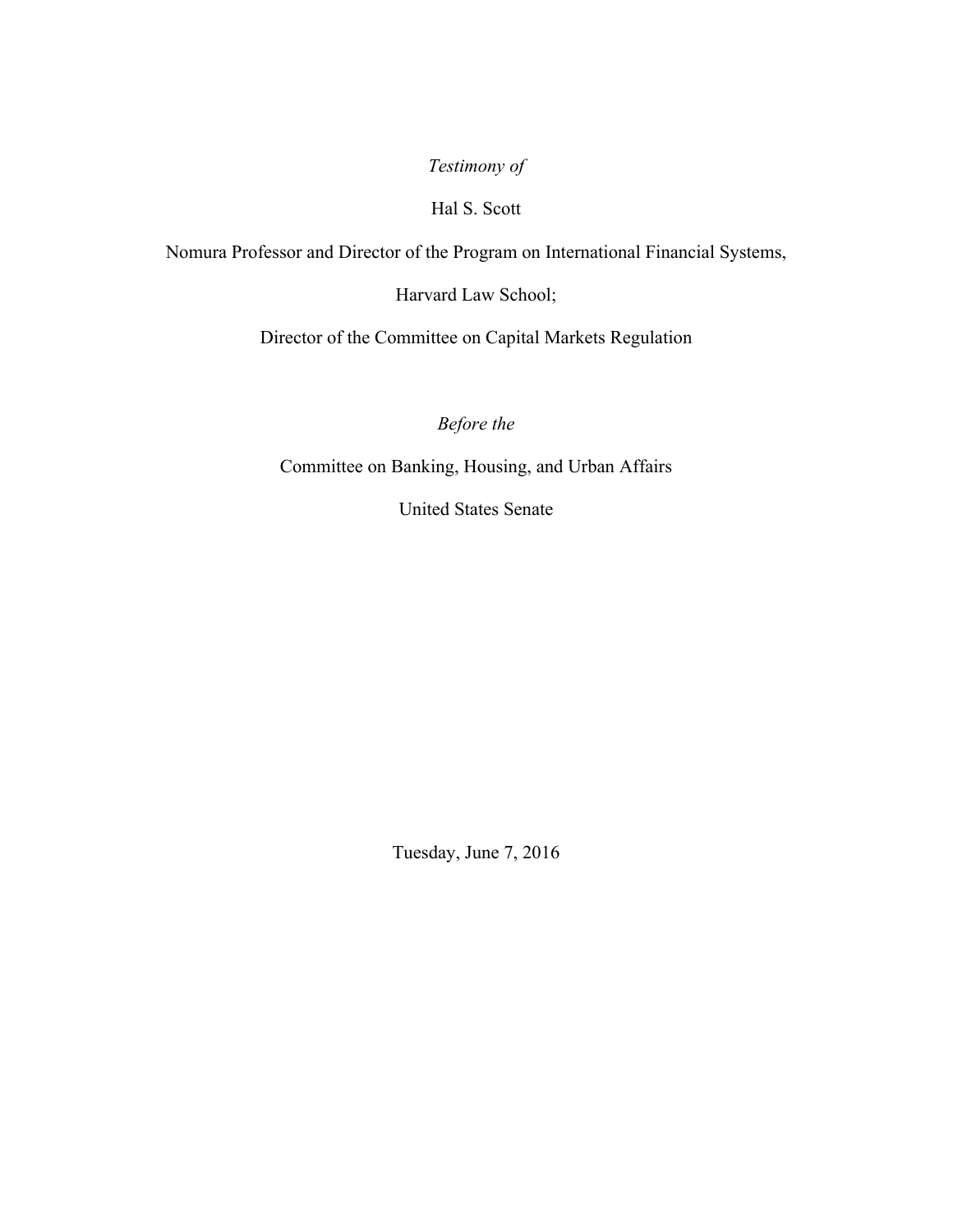*Testimony of*

Hal S. Scott

Nomura Professor and Director of the Program on International Financial Systems,

Harvard Law School;

Director of the Committee on Capital Markets Regulation

*Before the*

Committee on Banking, Housing, and Urban Affairs

United States Senate

Tuesday, June 7, 2016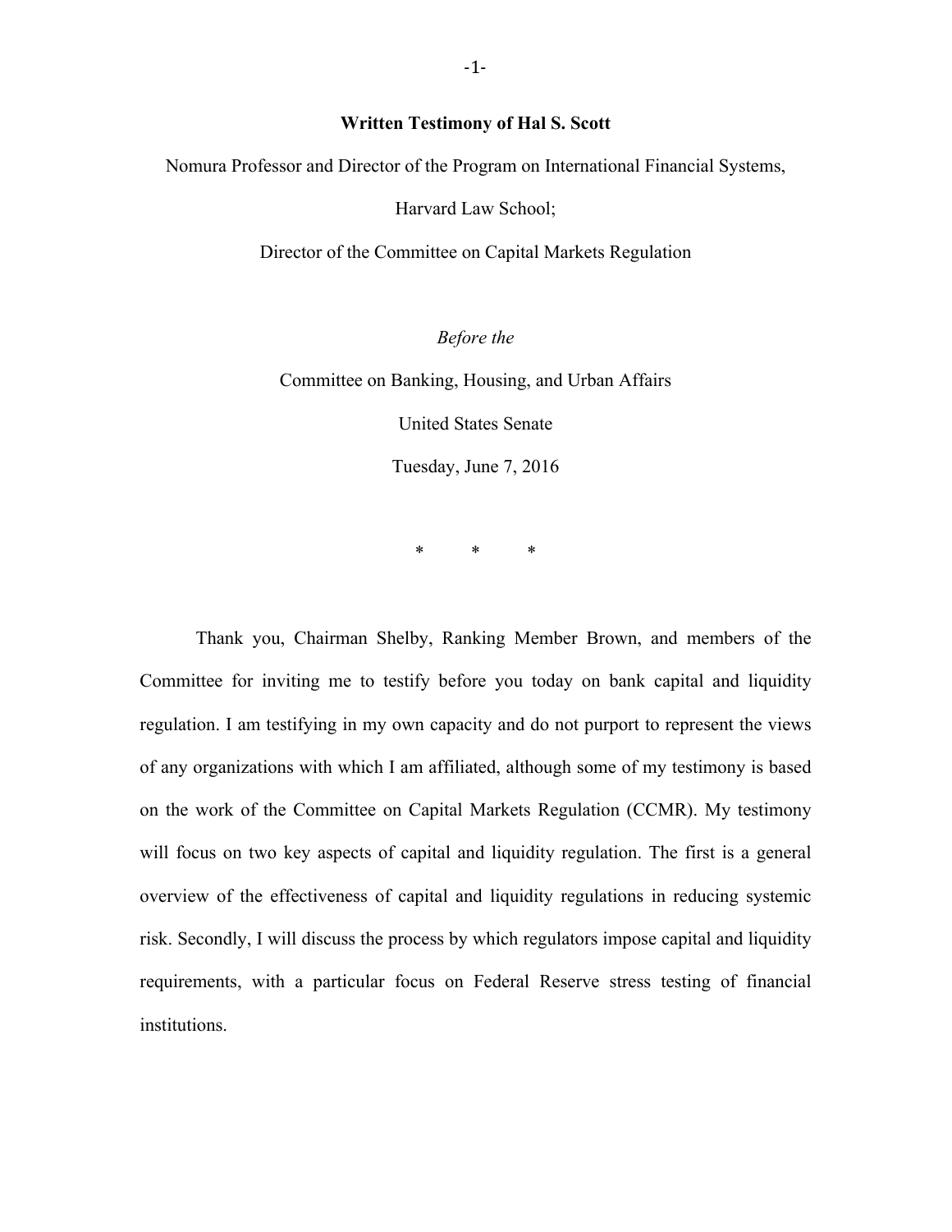**Written Testimony of Hal S. Scott**

Nomura Professor and Director of the Program on International Financial Systems,

Harvard Law School;

Director of the Committee on Capital Markets Regulation

*Before the*

Committee on Banking, Housing, and Urban Affairs

United States Senate

Tuesday, June 7, 2016

\* \* \*

Thank you, Chairman Shelby, Ranking Member Brown, and members of the Committee for inviting me to testify before you today on bank capital and liquidity regulation. I am testifying in my own capacity and do not purport to represent the views of any organizations with which I am affiliated, although some of my testimony is based on the work of the Committee on Capital Markets Regulation (CCMR). My testimony will focus on two key aspects of capital and liquidity regulation. The first is a general overview of the effectiveness of capital and liquidity regulations in reducing systemic risk. Secondly, I will discuss the process by which regulators impose capital and liquidity requirements, with a particular focus on Federal Reserve stress testing of financial institutions.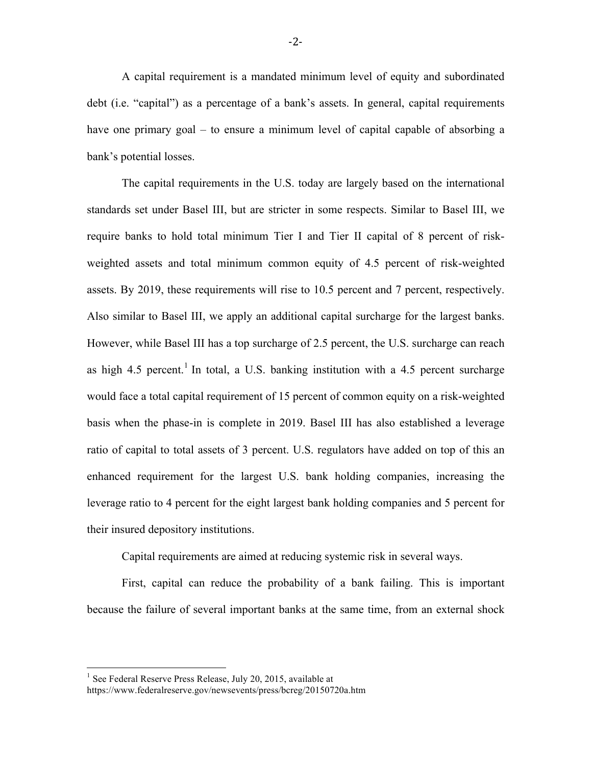A capital requirement is a mandated minimum level of equity and subordinated debt (i.e. "capital") as a percentage of a bank's assets. In general, capital requirements have one primary goal – to ensure a minimum level of capital capable of absorbing a bank's potential losses.

The capital requirements in the U.S. today are largely based on the international standards set under Basel III, but are stricter in some respects. Similar to Basel III, we require banks to hold total minimum Tier I and Tier II capital of 8 percent of risk-weighted assets and total minimum common equity of 4.5 percent of risk-weighted assets. By 2019, these requirements will rise to 10.5 percent and 7 percent, respectively. Also similar to Basel III, we apply an additional capital surcharge for the largest banks. However, while Basel III has a top surcharge of 2.5 percent, the U.S. surcharge can reach as high 4.5 percent.[1] In total, a U.S. banking institution with a 4.5 percent surcharge would face a total capital requirement of 15 percent of common equity on a risk-weighted basis when the phase-in is complete in 2019. Basel III has also established a leverage ratio of capital to total assets of 3 percent. U.S. regulators have added on top of this an enhanced requirement for the largest U.S. bank holding companies, increasing the leverage ratio to 4 percent for the eight largest bank holding companies and 5 percent for their insured depository institutions.

Capital requirements are aimed at reducing systemic risk in several ways.

First, capital can reduce the probability of a bank failing. This is important because the failure of several important banks at the same time, from an external shock

[1] See Federal Reserve Press Release, July 20, 2015, available at https://www.federalreserve.gov/newsevents/press/bcreg/20150720a.htm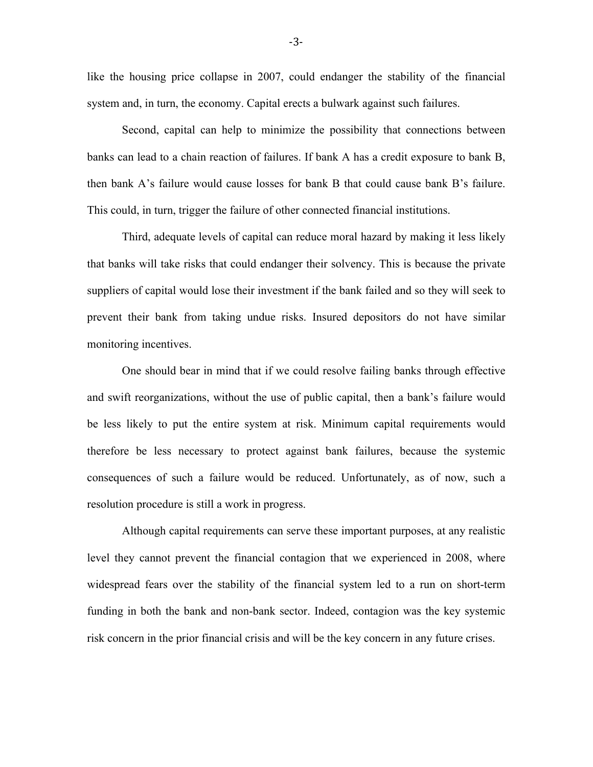like the housing price collapse in 2007, could endanger the stability of the financial system and, in turn, the economy. Capital erects a bulwark against such failures.

Second, capital can help to minimize the possibility that connections between banks can lead to a chain reaction of failures. If bank A has a credit exposure to bank B, then bank A's failure would cause losses for bank B that could cause bank B's failure. This could, in turn, trigger the failure of other connected financial institutions.

Third, adequate levels of capital can reduce moral hazard by making it less likely that banks will take risks that could endanger their solvency. This is because the private suppliers of capital would lose their investment if the bank failed and so they will seek to prevent their bank from taking undue risks. Insured depositors do not have similar monitoring incentives.

One should bear in mind that if we could resolve failing banks through effective and swift reorganizations, without the use of public capital, then a bank's failure would be less likely to put the entire system at risk. Minimum capital requirements would therefore be less necessary to protect against bank failures, because the systemic consequences of such a failure would be reduced. Unfortunately, as of now, such a resolution procedure is still a work in progress.

Although capital requirements can serve these important purposes, at any realistic level they cannot prevent the financial contagion that we experienced in 2008, where widespread fears over the stability of the financial system led to a run on short-term funding in both the bank and non-bank sector. Indeed, contagion was the key systemic risk concern in the prior financial crisis and will be the key concern in any future crises.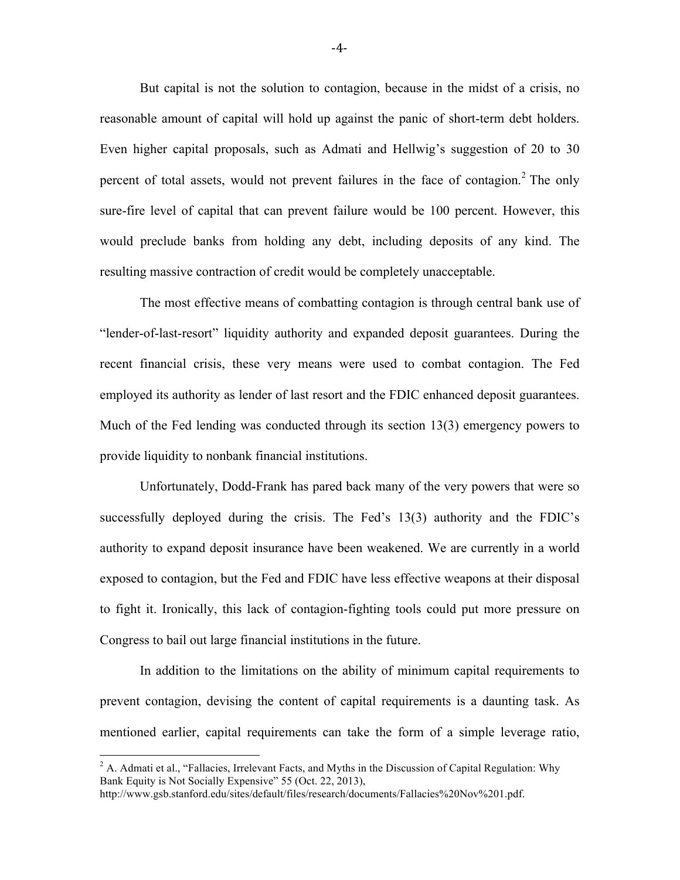But capital is not the solution to contagion, because in the midst of a crisis, no reasonable amount of capital will hold up against the panic of short-term debt holders. Even higher capital proposals, such as Admati and Hellwig's suggestion of 20 to 30 percent of total assets, would not prevent failures in the face of contagion.[2] The only sure-fire level of capital that can prevent failure would be 100 percent. However, this would preclude banks from holding any debt, including deposits of any kind. The resulting massive contraction of credit would be completely unacceptable.

The most effective means of combatting contagion is through central bank use of "lender-of-last-resort" liquidity authority and expanded deposit guarantees. During the recent financial crisis, these very means were used to combat contagion. The Fed employed its authority as lender of last resort and the FDIC enhanced deposit guarantees. Much of the Fed lending was conducted through its section 13(3) emergency powers to provide liquidity to nonbank financial institutions.

Unfortunately, Dodd-Frank has pared back many of the very powers that were so successfully deployed during the crisis. The Fed's 13(3) authority and the FDIC's authority to expand deposit insurance have been weakened. We are currently in a world exposed to contagion, but the Fed and FDIC have less effective weapons at their disposal to fight it. Ironically, this lack of contagion-fighting tools could put more pressure on Congress to bail out large financial institutions in the future.

In addition to the limitations on the ability of minimum capital requirements to prevent contagion, devising the content of capital requirements is a daunting task. As mentioned earlier, capital requirements can take the form of a simple leverage ratio,

---

[2] A. Admati et al., "Fallacies, Irrelevant Facts, and Myths in the Discussion of Capital Regulation: Why Bank Equity is Not Socially Expensive" 55 (Oct. 22, 2013), http://www.gsb.stanford.edu/sites/default/files/research/documents/Fallacies%20Nov%201.pdf.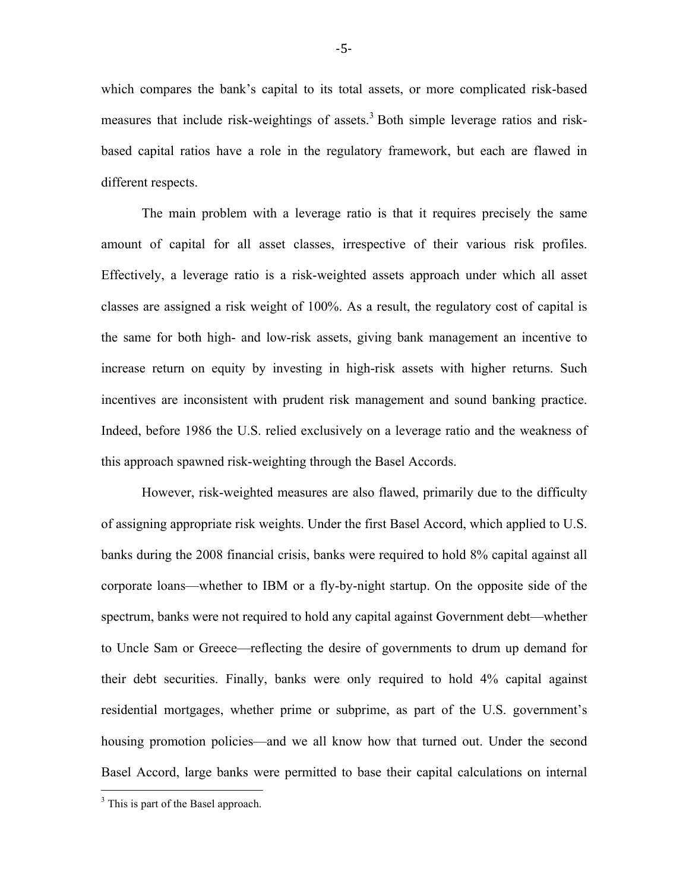which compares the bank's capital to its total assets, or more complicated risk-based measures that include risk-weightings of assets.[3] Both simple leverage ratios and risk-based capital ratios have a role in the regulatory framework, but each are flawed in different respects.

The main problem with a leverage ratio is that it requires precisely the same amount of capital for all asset classes, irrespective of their various risk profiles. Effectively, a leverage ratio is a risk-weighted assets approach under which all asset classes are assigned a risk weight of 100%. As a result, the regulatory cost of capital is the same for both high- and low-risk assets, giving bank management an incentive to increase return on equity by investing in high-risk assets with higher returns. Such incentives are inconsistent with prudent risk management and sound banking practice. Indeed, before 1986 the U.S. relied exclusively on a leverage ratio and the weakness of this approach spawned risk-weighting through the Basel Accords.

However, risk-weighted measures are also flawed, primarily due to the difficulty of assigning appropriate risk weights. Under the first Basel Accord, which applied to U.S. banks during the 2008 financial crisis, banks were required to hold 8% capital against all corporate loans—whether to IBM or a fly-by-night startup. On the opposite side of the spectrum, banks were not required to hold any capital against Government debt—whether to Uncle Sam or Greece—reflecting the desire of governments to drum up demand for their debt securities. Finally, banks were only required to hold 4% capital against residential mortgages, whether prime or subprime, as part of the U.S. government's housing promotion policies—and we all know how that turned out. Under the second Basel Accord, large banks were permitted to base their capital calculations on internal

[3] This is part of the Basel approach.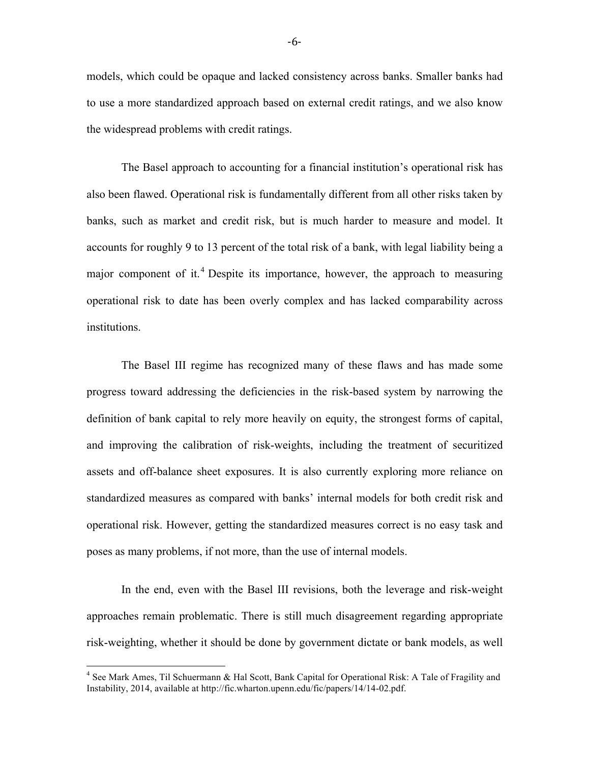models, which could be opaque and lacked consistency across banks. Smaller banks had to use a more standardized approach based on external credit ratings, and we also know the widespread problems with credit ratings.

The Basel approach to accounting for a financial institution's operational risk has also been flawed. Operational risk is fundamentally different from all other risks taken by banks, such as market and credit risk, but is much harder to measure and model. It accounts for roughly 9 to 13 percent of the total risk of a bank, with legal liability being a major component of it.[4] Despite its importance, however, the approach to measuring operational risk to date has been overly complex and has lacked comparability across institutions.

The Basel III regime has recognized many of these flaws and has made some progress toward addressing the deficiencies in the risk-based system by narrowing the definition of bank capital to rely more heavily on equity, the strongest forms of capital, and improving the calibration of risk-weights, including the treatment of securitized assets and off-balance sheet exposures. It is also currently exploring more reliance on standardized measures as compared with banks' internal models for both credit risk and operational risk. However, getting the standardized measures correct is no easy task and poses as many problems, if not more, than the use of internal models.

In the end, even with the Basel III revisions, both the leverage and risk-weight approaches remain problematic. There is still much disagreement regarding appropriate risk-weighting, whether it should be done by government dictate or bank models, as well

---

[4] See Mark Ames, Til Schuermann & Hal Scott, Bank Capital for Operational Risk: A Tale of Fragility and Instability, 2014, available at http://fic.wharton.upenn.edu/fic/papers/14/14-02.pdf.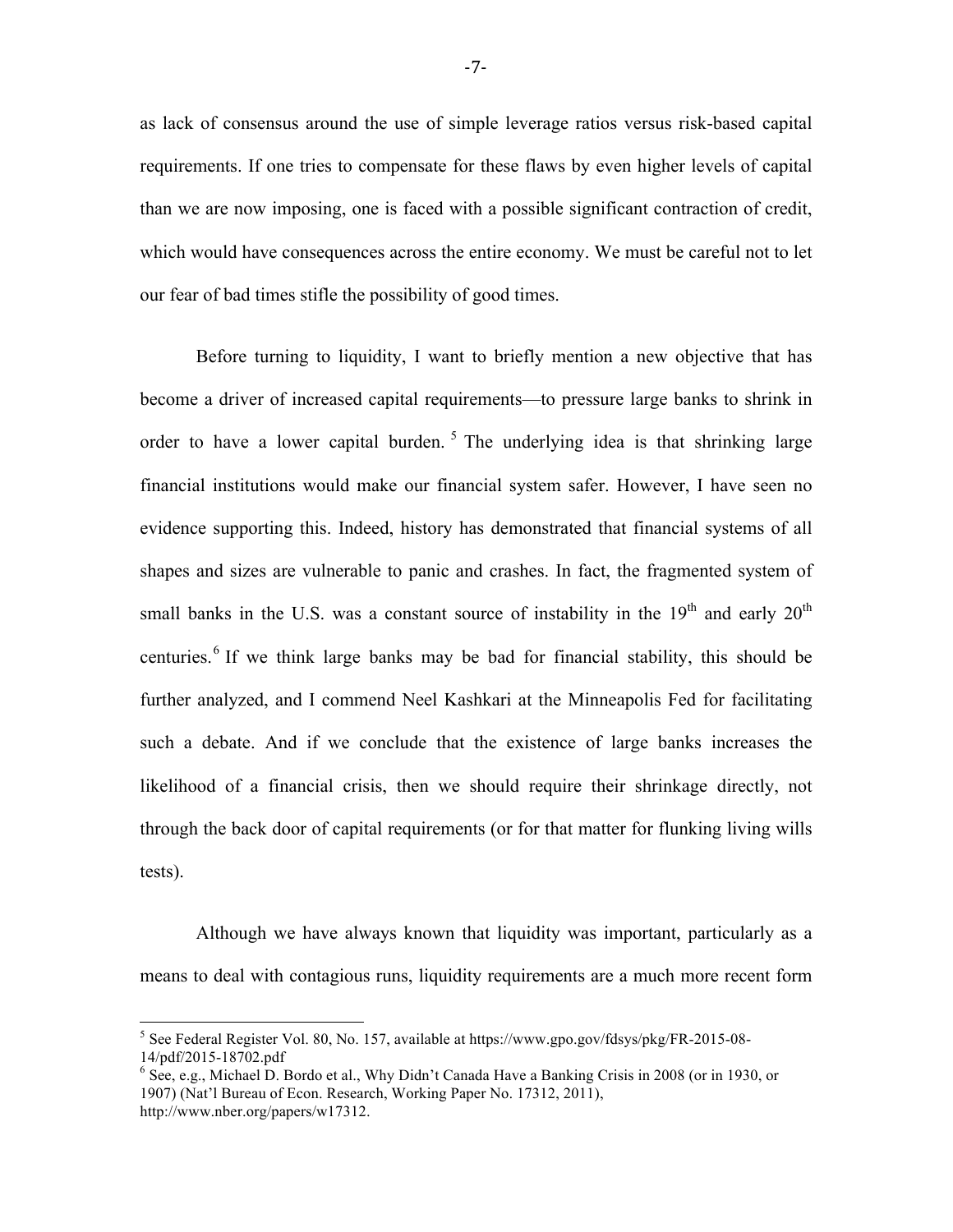as lack of consensus around the use of simple leverage ratios versus risk-based capital requirements. If one tries to compensate for these flaws by even higher levels of capital than we are now imposing, one is faced with a possible significant contraction of credit, which would have consequences across the entire economy. We must be careful not to let our fear of bad times stifle the possibility of good times.

Before turning to liquidity, I want to briefly mention a new objective that has become a driver of increased capital requirements—to pressure large banks to shrink in order to have a lower capital burden.[5] The underlying idea is that shrinking large financial institutions would make our financial system safer. However, I have seen no evidence supporting this. Indeed, history has demonstrated that financial systems of all shapes and sizes are vulnerable to panic and crashes. In fact, the fragmented system of small banks in the U.S. was a constant source of instability in the 19th and early 20th centuries.[6] If we think large banks may be bad for financial stability, this should be further analyzed, and I commend Neel Kashkari at the Minneapolis Fed for facilitating such a debate. And if we conclude that the existence of large banks increases the likelihood of a financial crisis, then we should require their shrinkage directly, not through the back door of capital requirements (or for that matter for flunking living wills tests).

Although we have always known that liquidity was important, particularly as a means to deal with contagious runs, liquidity requirements are a much more recent form

---

[5] See Federal Register Vol. 80, No. 157, available at https://www.gpo.gov/fdsys/pkg/FR-2015-08-14/pdf/2015-18702.pdf

[6] See, e.g., Michael D. Bordo et al., Why Didn't Canada Have a Banking Crisis in 2008 (or in 1930, or 1907) (Nat'l Bureau of Econ. Research, Working Paper No. 17312, 2011), http://www.nber.org/papers/w17312.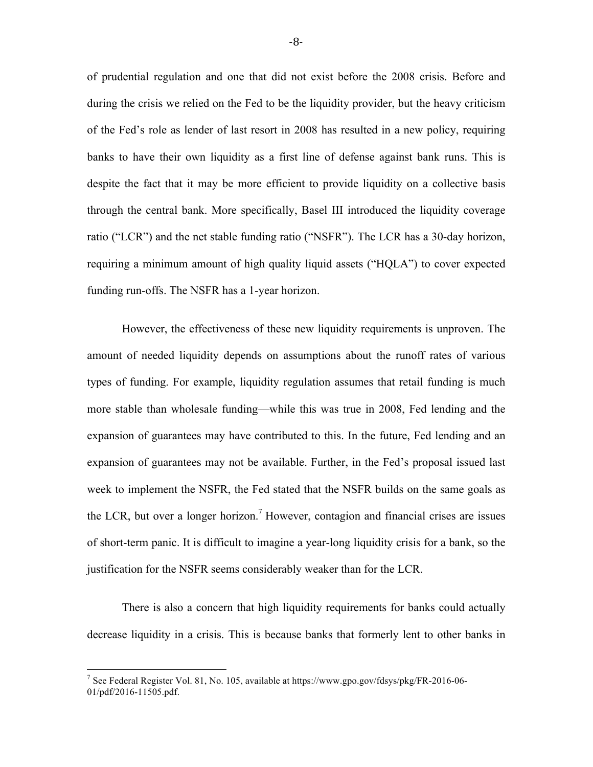of prudential regulation and one that did not exist before the 2008 crisis. Before and during the crisis we relied on the Fed to be the liquidity provider, but the heavy criticism of the Fed's role as lender of last resort in 2008 has resulted in a new policy, requiring banks to have their own liquidity as a first line of defense against bank runs. This is despite the fact that it may be more efficient to provide liquidity on a collective basis through the central bank. More specifically, Basel III introduced the liquidity coverage ratio ("LCR") and the net stable funding ratio ("NSFR"). The LCR has a 30-day horizon, requiring a minimum amount of high quality liquid assets ("HQLA") to cover expected funding run-offs. The NSFR has a 1-year horizon.

However, the effectiveness of these new liquidity requirements is unproven. The amount of needed liquidity depends on assumptions about the runoff rates of various types of funding. For example, liquidity regulation assumes that retail funding is much more stable than wholesale funding—while this was true in 2008, Fed lending and the expansion of guarantees may have contributed to this. In the future, Fed lending and an expansion of guarantees may not be available. Further, in the Fed's proposal issued last week to implement the NSFR, the Fed stated that the NSFR builds on the same goals as the LCR, but over a longer horizon.[7] However, contagion and financial crises are issues of short-term panic. It is difficult to imagine a year-long liquidity crisis for a bank, so the justification for the NSFR seems considerably weaker than for the LCR.

There is also a concern that high liquidity requirements for banks could actually decrease liquidity in a crisis. This is because banks that formerly lent to other banks in

---

[7] See Federal Register Vol. 81, No. 105, available at https://www.gpo.gov/fdsys/pkg/FR-2016-06-01/pdf/2016-11505.pdf.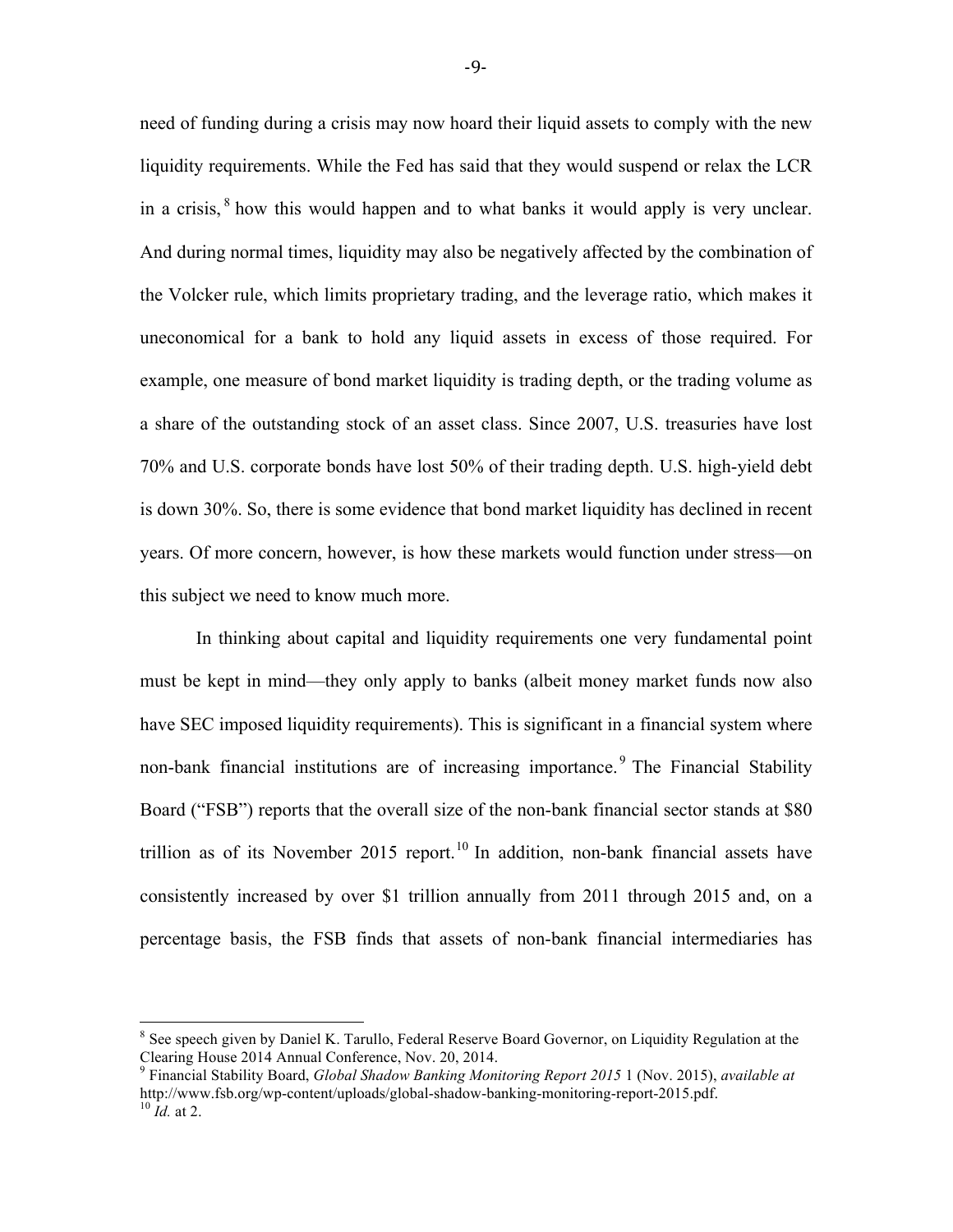need of funding during a crisis may now hoard their liquid assets to comply with the new liquidity requirements. While the Fed has said that they would suspend or relax the LCR in a crisis,[8] how this would happen and to what banks it would apply is very unclear. And during normal times, liquidity may also be negatively affected by the combination of the Volcker rule, which limits proprietary trading, and the leverage ratio, which makes it uneconomical for a bank to hold any liquid assets in excess of those required. For example, one measure of bond market liquidity is trading depth, or the trading volume as a share of the outstanding stock of an asset class. Since 2007, U.S. treasuries have lost 70% and U.S. corporate bonds have lost 50% of their trading depth. U.S. high-yield debt is down 30%. So, there is some evidence that bond market liquidity has declined in recent years. Of more concern, however, is how these markets would function under stress—on this subject we need to know much more.

In thinking about capital and liquidity requirements one very fundamental point must be kept in mind—they only apply to banks (albeit money market funds now also have SEC imposed liquidity requirements). This is significant in a financial system where non-bank financial institutions are of increasing importance.[9] The Financial Stability Board ("FSB") reports that the overall size of the non-bank financial sector stands at $80 trillion as of its November 2015 report.[10] In addition, non-bank financial assets have consistently increased by over $1 trillion annually from 2011 through 2015 and, on a percentage basis, the FSB finds that assets of non-bank financial intermediaries has

---

[8] See speech given by Daniel K. Tarullo, Federal Reserve Board Governor, on Liquidity Regulation at the Clearing House 2014 Annual Conference, Nov. 20, 2014.

[9] Financial Stability Board, *Global Shadow Banking Monitoring Report 2015* 1 (Nov. 2015), *available at* http://www.fsb.org/wp-content/uploads/global-shadow-banking-monitoring-report-2015.pdf.

[10] *Id.* at 2.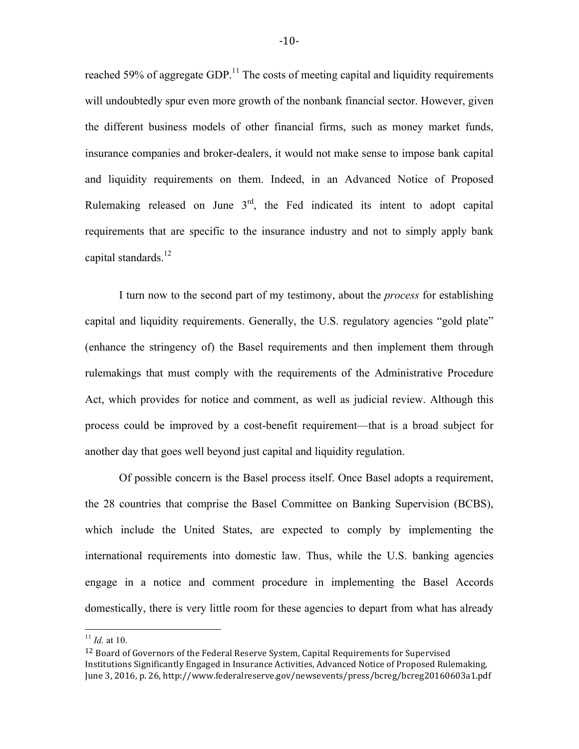reached 59% of aggregate GDP.[11] The costs of meeting capital and liquidity requirements will undoubtedly spur even more growth of the nonbank financial sector. However, given the different business models of other financial firms, such as money market funds, insurance companies and broker-dealers, it would not make sense to impose bank capital and liquidity requirements on them. Indeed, in an Advanced Notice of Proposed Rulemaking released on June 3rd, the Fed indicated its intent to adopt capital requirements that are specific to the insurance industry and not to simply apply bank capital standards.[12]

I turn now to the second part of my testimony, about the *process* for establishing capital and liquidity requirements. Generally, the U.S. regulatory agencies "gold plate" (enhance the stringency of) the Basel requirements and then implement them through rulemakings that must comply with the requirements of the Administrative Procedure Act, which provides for notice and comment, as well as judicial review. Although this process could be improved by a cost-benefit requirement—that is a broad subject for another day that goes well beyond just capital and liquidity regulation.

Of possible concern is the Basel process itself. Once Basel adopts a requirement, the 28 countries that comprise the Basel Committee on Banking Supervision (BCBS), which include the United States, are expected to comply by implementing the international requirements into domestic law. Thus, while the U.S. banking agencies engage in a notice and comment procedure in implementing the Basel Accords domestically, there is very little room for these agencies to depart from what has already

---

[11] *Id.* at 10.

[12] Board of Governors of the Federal Reserve System, Capital Requirements for Supervised Institutions Significantly Engaged in Insurance Activities, Advanced Notice of Proposed Rulemaking, June 3, 2016, p. 26, http://www.federalreserve.gov/newsevents/press/bcreg/bcreg20160603a1.pdf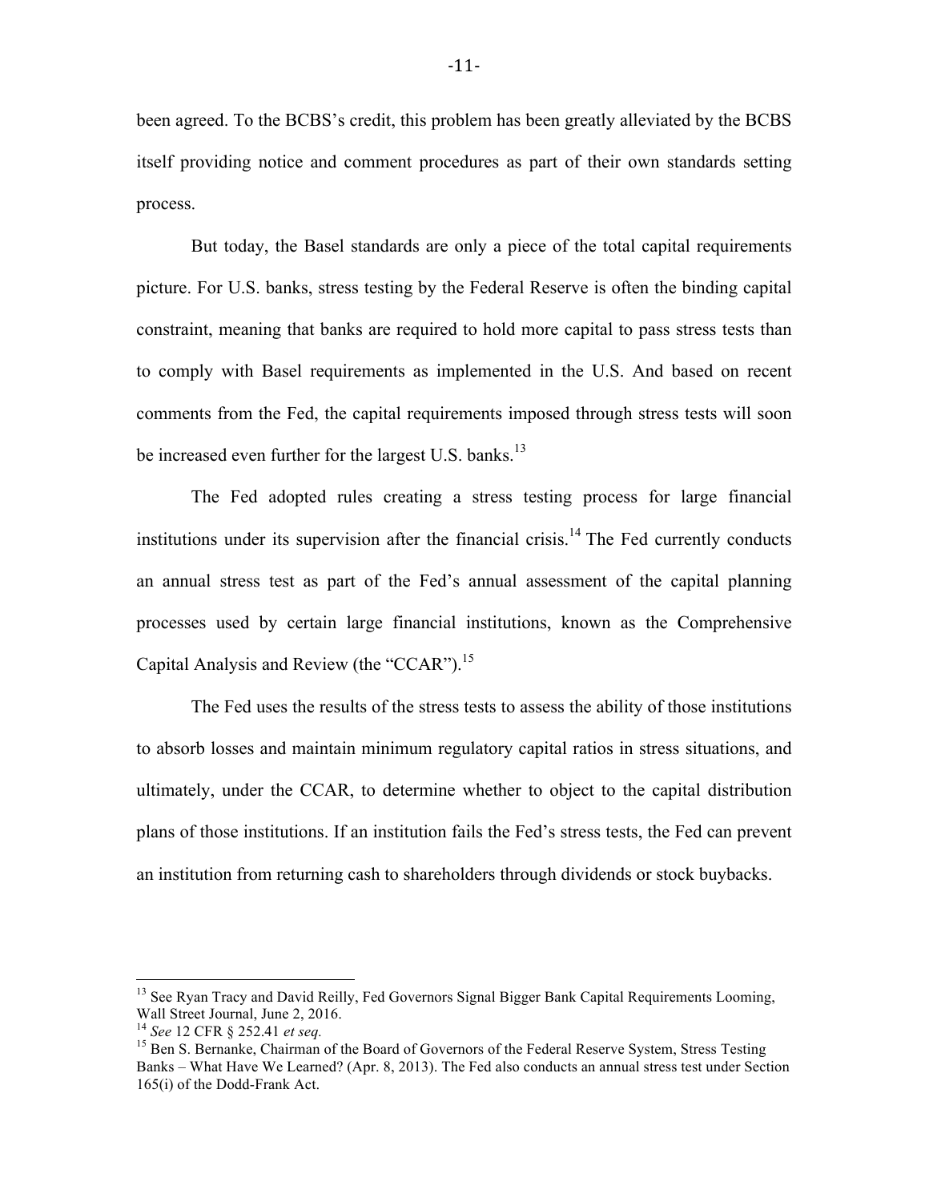been agreed. To the BCBS's credit, this problem has been greatly alleviated by the BCBS itself providing notice and comment procedures as part of their own standards setting process.

But today, the Basel standards are only a piece of the total capital requirements picture. For U.S. banks, stress testing by the Federal Reserve is often the binding capital constraint, meaning that banks are required to hold more capital to pass stress tests than to comply with Basel requirements as implemented in the U.S. And based on recent comments from the Fed, the capital requirements imposed through stress tests will soon be increased even further for the largest U.S. banks.[13]

The Fed adopted rules creating a stress testing process for large financial institutions under its supervision after the financial crisis.[14] The Fed currently conducts an annual stress test as part of the Fed's annual assessment of the capital planning processes used by certain large financial institutions, known as the Comprehensive Capital Analysis and Review (the "CCAR").[15]

The Fed uses the results of the stress tests to assess the ability of those institutions to absorb losses and maintain minimum regulatory capital ratios in stress situations, and ultimately, under the CCAR, to determine whether to object to the capital distribution plans of those institutions. If an institution fails the Fed's stress tests, the Fed can prevent an institution from returning cash to shareholders through dividends or stock buybacks.

---

[13] See Ryan Tracy and David Reilly, Fed Governors Signal Bigger Bank Capital Requirements Looming, Wall Street Journal, June 2, 2016.

[14] *See* 12 CFR § 252.41 *et seq.*

[15] Ben S. Bernanke, Chairman of the Board of Governors of the Federal Reserve System, Stress Testing Banks – What Have We Learned? (Apr. 8, 2013). The Fed also conducts an annual stress test under Section 165(i) of the Dodd-Frank Act.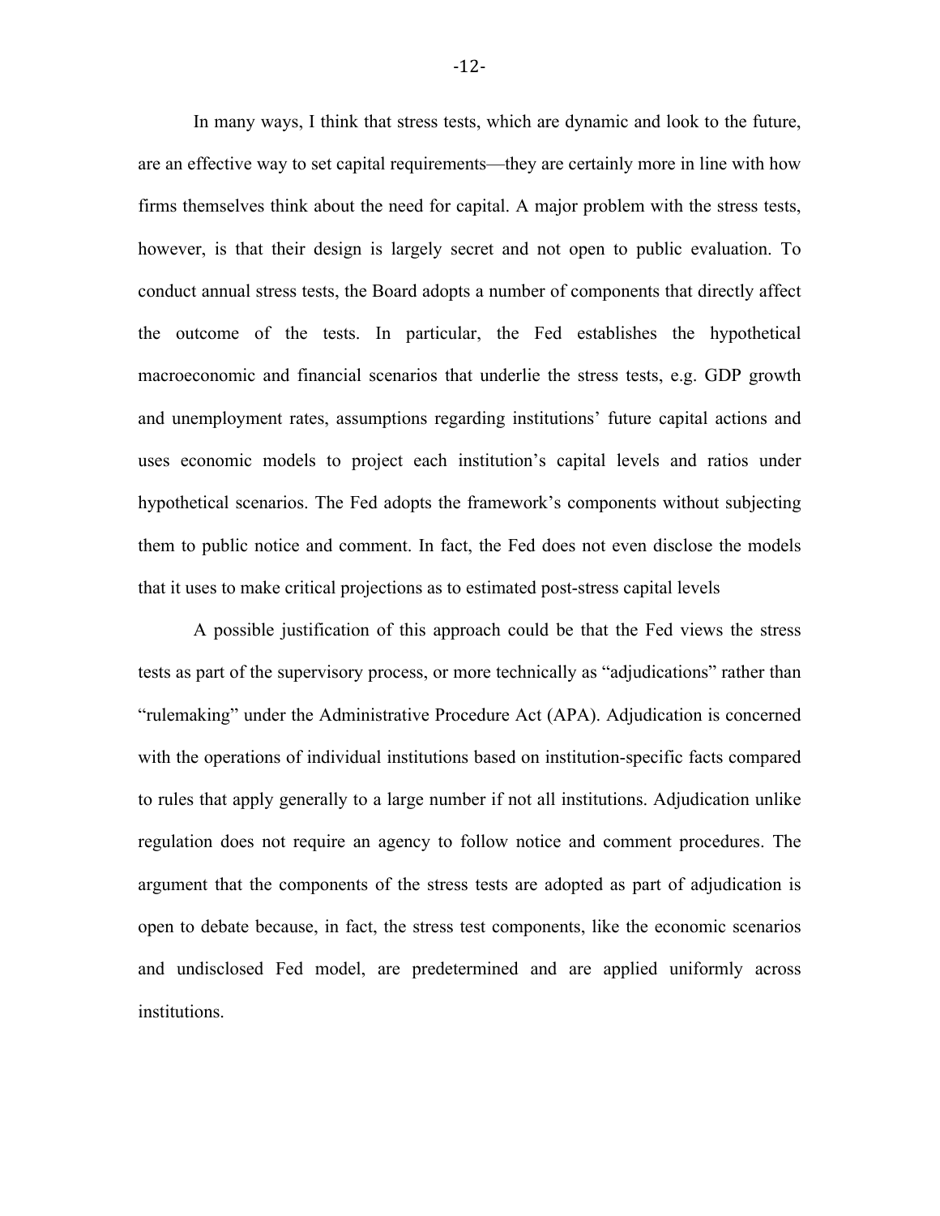In many ways, I think that stress tests, which are dynamic and look to the future, are an effective way to set capital requirements—they are certainly more in line with how firms themselves think about the need for capital. A major problem with the stress tests, however, is that their design is largely secret and not open to public evaluation. To conduct annual stress tests, the Board adopts a number of components that directly affect the outcome of the tests. In particular, the Fed establishes the hypothetical macroeconomic and financial scenarios that underlie the stress tests, e.g. GDP growth and unemployment rates, assumptions regarding institutions' future capital actions and uses economic models to project each institution's capital levels and ratios under hypothetical scenarios. The Fed adopts the framework's components without subjecting them to public notice and comment. In fact, the Fed does not even disclose the models that it uses to make critical projections as to estimated post-stress capital levels

A possible justification of this approach could be that the Fed views the stress tests as part of the supervisory process, or more technically as "adjudications" rather than "rulemaking" under the Administrative Procedure Act (APA). Adjudication is concerned with the operations of individual institutions based on institution-specific facts compared to rules that apply generally to a large number if not all institutions. Adjudication unlike regulation does not require an agency to follow notice and comment procedures. The argument that the components of the stress tests are adopted as part of adjudication is open to debate because, in fact, the stress test components, like the economic scenarios and undisclosed Fed model, are predetermined and are applied uniformly across institutions.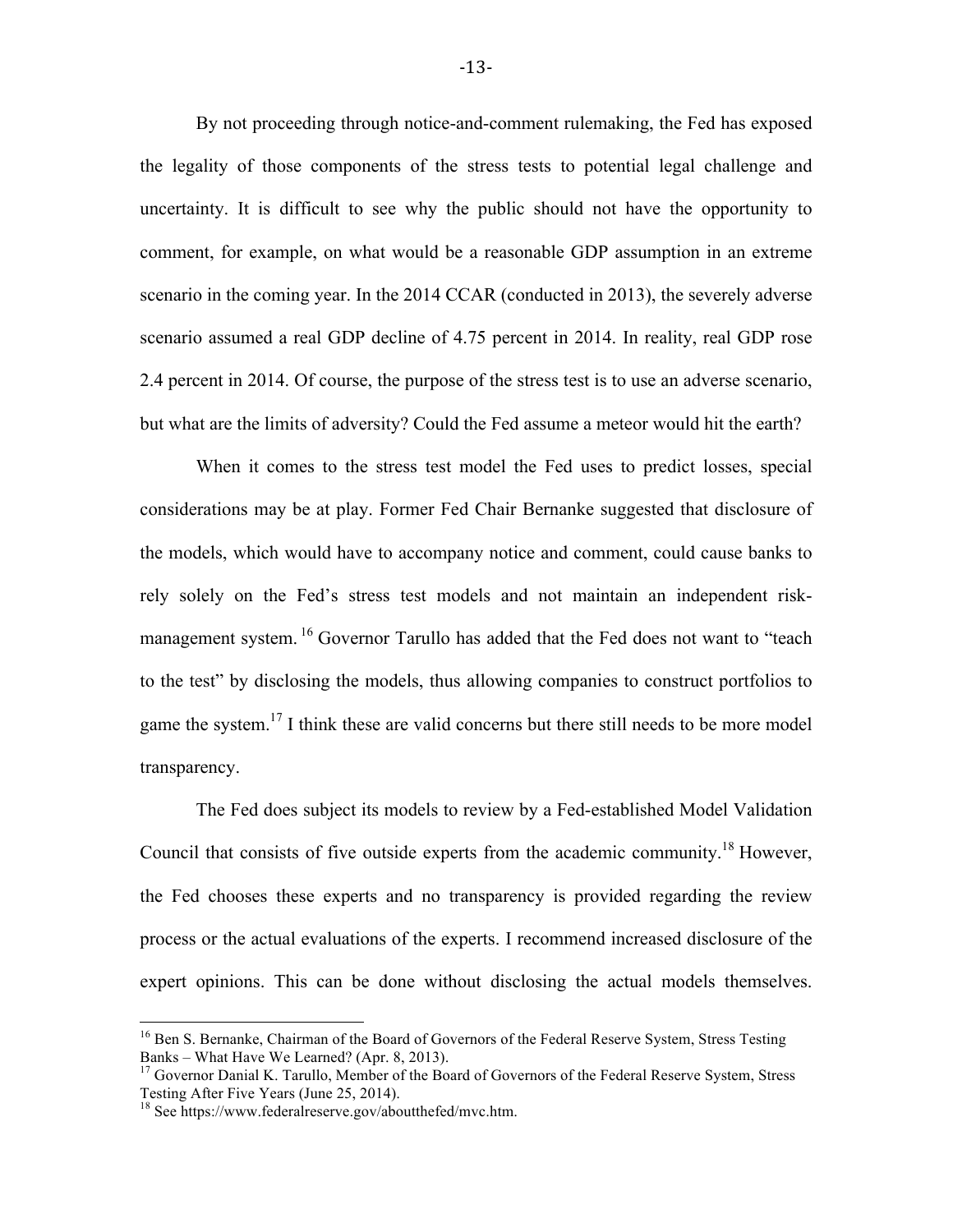By not proceeding through notice-and-comment rulemaking, the Fed has exposed the legality of those components of the stress tests to potential legal challenge and uncertainty. It is difficult to see why the public should not have the opportunity to comment, for example, on what would be a reasonable GDP assumption in an extreme scenario in the coming year. In the 2014 CCAR (conducted in 2013), the severely adverse scenario assumed a real GDP decline of 4.75 percent in 2014. In reality, real GDP rose 2.4 percent in 2014. Of course, the purpose of the stress test is to use an adverse scenario, but what are the limits of adversity? Could the Fed assume a meteor would hit the earth?

When it comes to the stress test model the Fed uses to predict losses, special considerations may be at play. Former Fed Chair Bernanke suggested that disclosure of the models, which would have to accompany notice and comment, could cause banks to rely solely on the Fed's stress test models and not maintain an independent risk-management system.[16] Governor Tarullo has added that the Fed does not want to "teach to the test" by disclosing the models, thus allowing companies to construct portfolios to game the system.[17] I think these are valid concerns but there still needs to be more model transparency.

The Fed does subject its models to review by a Fed-established Model Validation Council that consists of five outside experts from the academic community.[18] However, the Fed chooses these experts and no transparency is provided regarding the review process or the actual evaluations of the experts. I recommend increased disclosure of the expert opinions. This can be done without disclosing the actual models themselves.

---

[16] Ben S. Bernanke, Chairman of the Board of Governors of the Federal Reserve System, Stress Testing Banks – What Have We Learned? (Apr. 8, 2013).

[17] Governor Danial K. Tarullo, Member of the Board of Governors of the Federal Reserve System, Stress Testing After Five Years (June 25, 2014).

[18] See https://www.federalreserve.gov/aboutthefed/mvc.htm.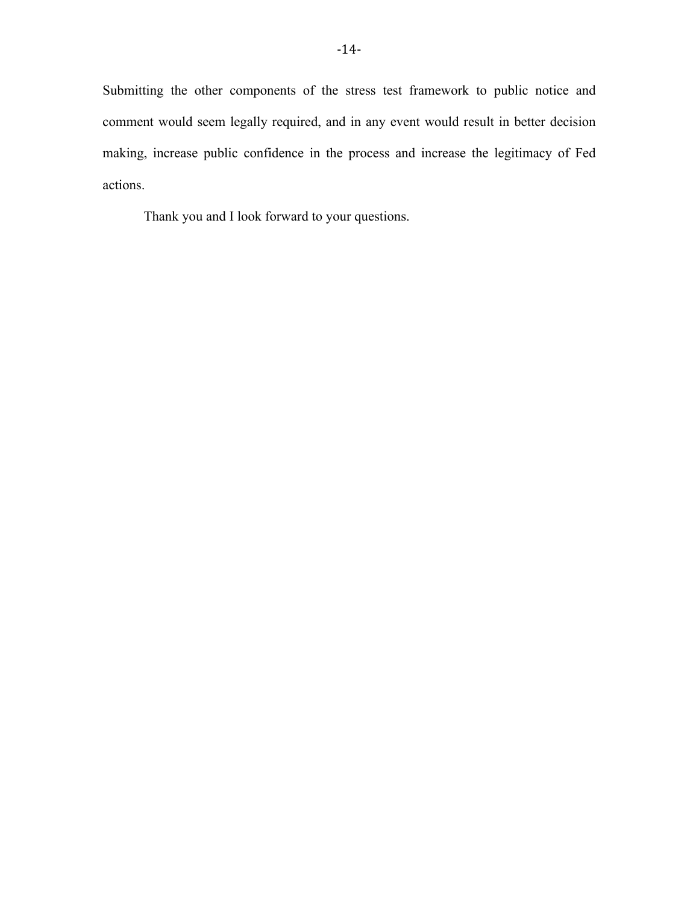Submitting the other components of the stress test framework to public notice and comment would seem legally required, and in any event would result in better decision making, increase public confidence in the process and increase the legitimacy of Fed actions.

Thank you and I look forward to your questions.